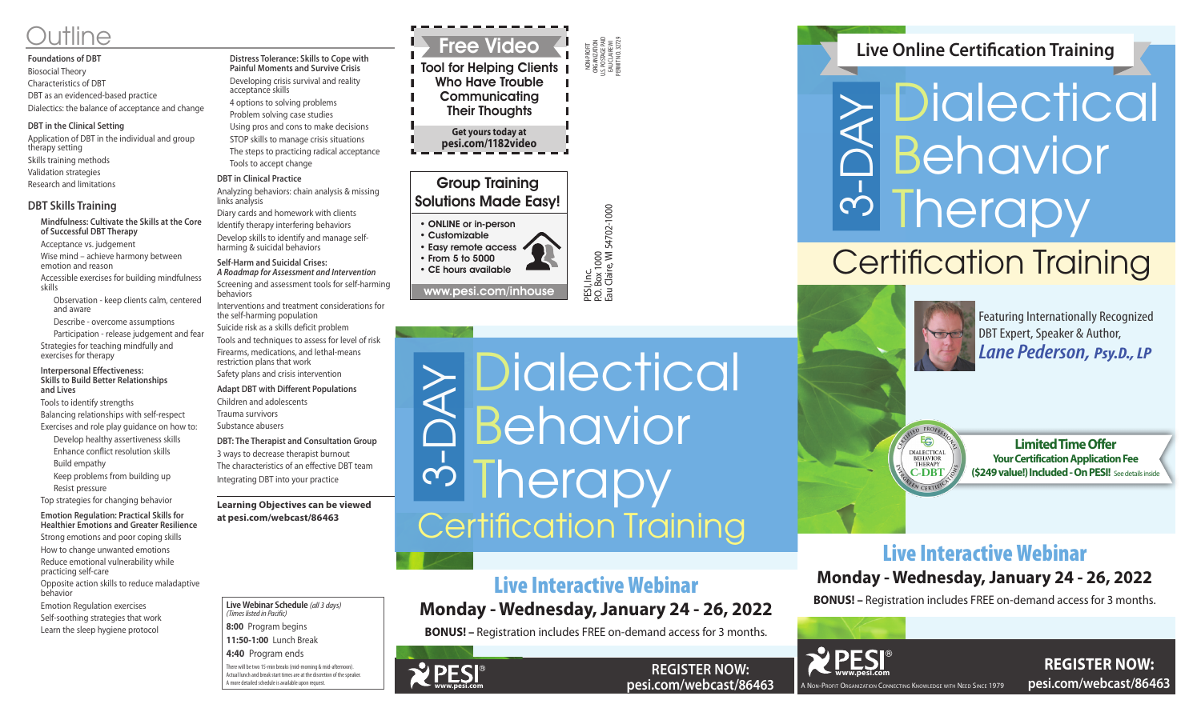# Outline

**Foundations of DBT**

- Biosocial Theory
- Characteristics of DBT
- DBT as an evidenced-based practice
- Dialectics: the balance of acceptance and change

**DBT in the Clinical Setting**

- Application of DBT in the individual and group therapy setting
- Skills training methods
- Validation strategies
- Research and limitations

## DBT Skills Training

**Mindfulness: Cultivate the Skills at the Core of Successful DBT Therapy**

- Acceptance vs. judgement
- Wise mind – achieve harmony between emotion and reason
- Accessible exercises for building mindfulness skills
  - Observation - keep clients calm, centered and aware
  - Describe - overcome assumptions
  - Participation - release judgement and fear
- Strategies for teaching mindfully and exercises for therapy

**Interpersonal Effectiveness: Skills to Build Better Relationships and Lives**

- Tools to identify strengths
- Balancing relationships with self-respect
- Exercises and role play guidance on how to:
  - Develop healthy assertiveness skills
  - Enhance conflict resolution skills
  - Build empathy
  - Keep problems from building up
  - Resist pressure
- Top strategies for changing behavior

**Emotion Regulation: Practical Skills for Healthier Emotions and Greater Resilience**

- Strong emotions and poor coping skills
- How to change unwanted emotions
- Reduce emotional vulnerability while practicing self-care
- Opposite action skills to reduce maladaptive behavior
- Emotion Regulation exercises
- Self-soothing strategies that work
- Learn the sleep hygiene protocol

**Distress Tolerance: Skills to Cope with Painful Moments and Survive Crisis**

- Developing crisis survival and reality acceptance skills
  - 4 options to solving problems
  - Problem solving case studies
  - Using pros and cons to make decisions
  - STOP skills to manage crisis situations
  - The steps to practicing radical acceptance
  - Tools to accept change

**DBT in Clinical Practice**

- Analyzing behaviors: chain analysis & missing links analysis
- Diary cards and homework with clients
- Identify therapy interfering behaviors
- Develop skills to identify and manage self-harming & suicidal behaviors

**Self-Harm and Suicidal Crises:** ***A Roadmap for Assessment and Intervention***

- Screening and assessment tools for self-harming behaviors
- Interventions and treatment considerations for the self-harming population
- Suicide risk as a skills deficit problem
- Tools and techniques to assess for level of risk
- Firearms, medications, and lethal-means restriction plans that work
- Safety plans and crisis intervention

**Adapt DBT with Different Populations**

- Children and adolescents
- Trauma survivors
- Substance abusers

**DBT: The Therapist and Consultation Group**

- 3 ways to decrease therapist burnout
- The characteristics of an effective DBT team
- Integrating DBT into your practice

**Learning Objectives can be viewed at pesi.com/webcast/86463**

**Live Webinar Schedule** *(all 3 days)*
*(Times listed in Pacific)*

**8:00** Program begins
**11:50-1:00** Lunch Break
**4:40** Program ends

There will be two 15-min breaks (mid-morning & mid-afternoon). Actual lunch and break start times are at the discretion of the speaker. A more detailed schedule is available upon request.

---

## Free Video

**Tool for Helping Clients Who Have Trouble Communicating Their Thoughts**

Get yours today at **pesi.com/1182video**

NON-PROFIT ORGANIZATION U.S. POSTAGE PAID EAU CLAIRE WI PERMIT NO. 32729

## Group Training Solutions Made Easy!

- ONLINE or in-person
- Customizable
- Easy remote access
- From 5 to 5000
- CE hours available

www.pesi.com/inhouse

PESI, Inc.
P.O. Box 1000
Eau Claire, WI 54702-1000

# 3-DAY Dialectical Behavior Therapy Certification Training

## Live Interactive Webinar

**Monday - Wednesday, January 24 - 26, 2022**

**BONUS! –** Registration includes FREE on-demand access for 3 months.

PESI® www.pesi.com

**REGISTER NOW: pesi.com/webcast/86463**

---

## Live Online Certification Training

# 3-DAY Dialectical Behavior Therapy Certification Training

Featuring Internationally Recognized DBT Expert, Speaker & Author, ***Lane Pederson, Psy.D., LP***

CERTIFIED PROFESSIONAL · DIALECTICAL BEHAVIOR THERAPY · C-DBT · EVERGREEN CERTIFICATIONS

**Limited Time Offer**
**Your Certification Application Fee ($249 value!) Included - On PESI!** See details inside

## Live Interactive Webinar

**Monday - Wednesday, January 24 - 26, 2022**

**BONUS! –** Registration includes FREE on-demand access for 3 months.

PESI® www.pesi.com

A Non-Profit Organization Connecting Knowledge with Need Since 1979

**REGISTER NOW: pesi.com/webcast/86463**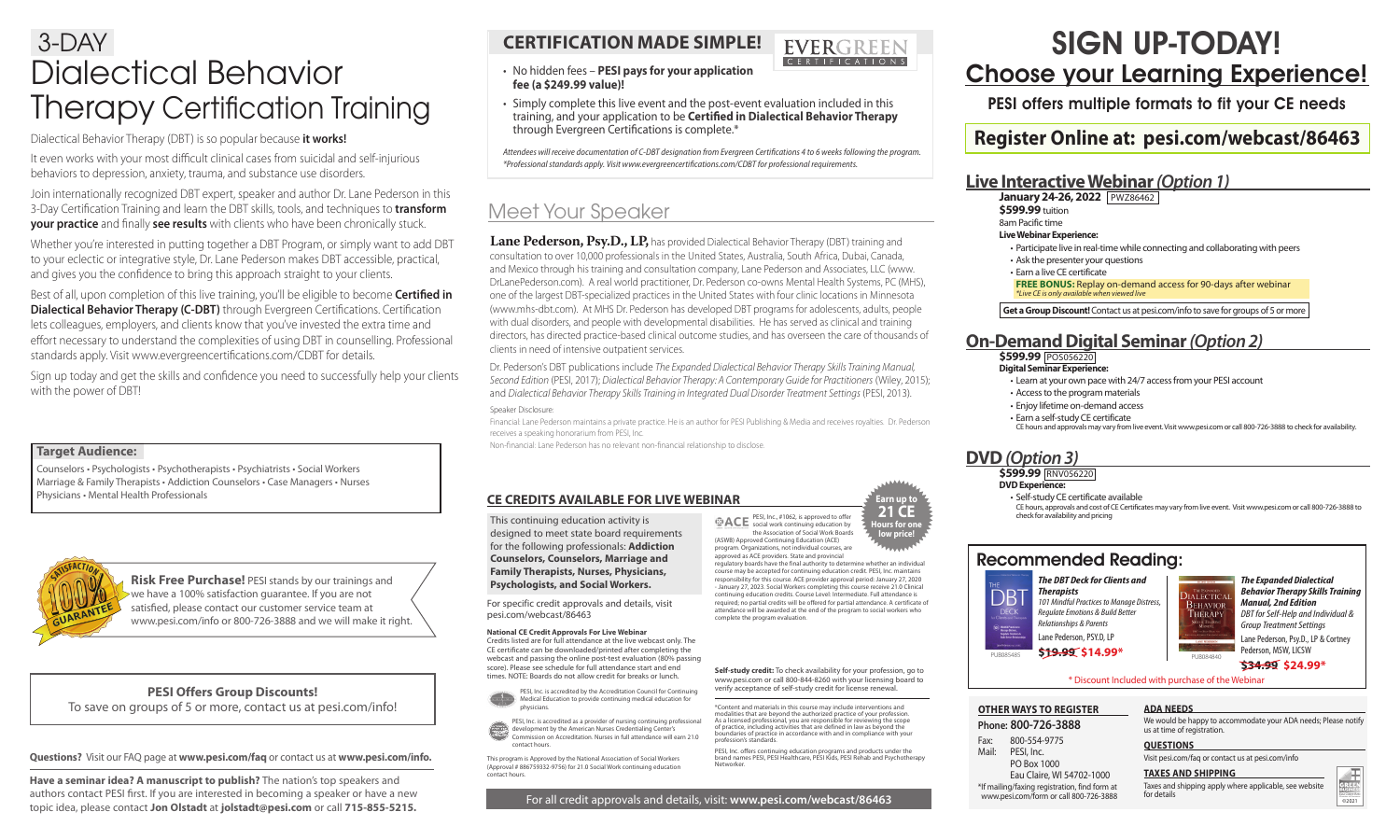# 3-DAY Dialectical Behavior Therapy Certification Training

Dialectical Behavior Therapy (DBT) is so popular because **it works!**

It even works with your most difficult clinical cases from suicidal and self-injurious behaviors to depression, anxiety, trauma, and substance use disorders.

Join internationally recognized DBT expert, speaker and author Dr. Lane Pederson in this 3-Day Certification Training and learn the DBT skills, tools, and techniques to **transform your practice** and finally **see results** with clients who have been chronically stuck.

Whether you're interested in putting together a DBT Program, or simply want to add DBT to your eclectic or integrative style, Dr. Lane Pederson makes DBT accessible, practical, and gives you the confidence to bring this approach straight to your clients.

Best of all, upon completion of this live training, you'll be eligible to become **Certified in Dialectical Behavior Therapy (C-DBT)** through Evergreen Certifications. Certification lets colleagues, employers, and clients know that you've invested the extra time and effort necessary to understand the complexities of using DBT in counselling. Professional standards apply. Visit www.evergreencertifications.com/CDBT for details.

Sign up today and get the skills and confidence you need to successfully help your clients with the power of DBT!

**Target Audience:**

Counselors • Psychologists • Psychotherapists • Psychiatrists • Social Workers
Marriage & Family Therapists • Addiction Counselors • Case Managers • Nurses
Physicians • Mental Health Professionals

**Risk Free Purchase!** PESI stands by our trainings and we have a 100% satisfaction guarantee. If you are not satisfied, please contact our customer service team at www.pesi.com/info or 800-726-3888 and we will make it right.

**PESI Offers Group Discounts!**
To save on groups of 5 or more, contact us at pesi.com/info!

**Questions?** Visit our FAQ page at **www.pesi.com/faq** or contact us at **www.pesi.com/info.**

**Have a seminar idea? A manuscript to publish?** The nation's top speakers and authors contact PESI first. If you are interested in becoming a speaker or have a new topic idea, please contact **Jon Olstadt** at **jolstadt@pesi.com** or call **715-855-5215.**

## CERTIFICATION MADE SIMPLE!

EVERGREEN CERTIFICATIONS

- No hidden fees – **PESI pays for your application fee (a $249.99 value)!**
- Simply complete this live event and the post-event evaluation included in this training, and your application to be **Certified in Dialectical Behavior Therapy** through Evergreen Certifications is complete.*

*Attendees will receive documentation of C-DBT designation from Evergreen Certifications 4 to 6 weeks following the program.*
*\*Professional standards apply. Visit www.evergreencertifications.com/CDBT for professional requirements.*

## Meet Your Speaker

**Lane Pederson, Psy.D., LP,** has provided Dialectical Behavior Therapy (DBT) training and consultation to over 10,000 professionals in the United States, Australia, South Africa, Dubai, Canada, and Mexico through his training and consultation company, Lane Pederson and Associates, LLC (www.DrLanePederson.com). A real world practitioner, Dr. Pederson co-owns Mental Health Systems, PC (MHS), one of the largest DBT-specialized practices in the United States with four clinic locations in Minnesota (www.mhs-dbt.com). At MHS Dr. Pederson has developed DBT programs for adolescents, adults, people with dual disorders, and people with developmental disabilities. He has served as clinical and training directors, has directed practice-based clinical outcome studies, and has overseen the care of thousands of clients in need of intensive outpatient services.

Dr. Pederson's DBT publications include *The Expanded Dialectical Behavior Therapy Skills Training Manual, Second Edition* (PESI, 2017); *Dialectical Behavior Therapy: A Contemporary Guide for Practitioners* (Wiley, 2015); and *Dialectical Behavior Therapy Skills Training in Integrated Dual Disorder Treatment Settings* (PESI, 2013).

Speaker Disclosure:

Financial: Lane Pederson maintains a private practice. He is an author for PESI Publishing & Media and receives royalties. Dr. Pederson receives a speaking honorarium from PESI, Inc.

Non-financial: Lane Pederson has no relevant non-financial relationship to disclose.

## CE CREDITS AVAILABLE FOR LIVE WEBINAR

**Earn up to 21 CE Hours for one low price!**

This continuing education activity is designed to meet state board requirements for the following professionals: **Addiction Counselors, Counselors, Marriage and Family Therapists, Nurses, Physicians, Psychologists, and Social Workers.**

For specific credit approvals and details, visit pesi.com/webcast/86463

**National CE Credit Approvals For Live Webinar**
Credits listed are for full attendance at the live webcast only. The CE certificate can be downloaded/printed after completing the webcast and passing the online post-test evaluation (80% passing score). Please see schedule for full attendance start and end times. NOTE: Boards do not allow credit for breaks or lunch.

PESI, Inc. is accredited by the Accreditation Council for Continuing Medical Education to provide continuing medical education for physicians.

PESI, Inc. is accredited as a provider of nursing continuing professional development by the American Nurses Credentialing Center's Commission on Accreditation. Nurses in full attendance will earn 21.0 contact hours.

This program is Approved by the National Association of Social Workers (Approval # 886759332-9756) for 21.0 Social Work continuing education contact hours.

ACE — PESI, Inc., #1062, is approved to offer social work continuing education by the Association of Social Work Boards (ASWB) Approved Continuing Education (ACE) program. Organizations, not individual courses, are approved as ACE providers. State and provincial regulatory boards have the final authority to determine whether an individual course may be accepted for continuing education credit. PESI, Inc. maintains responsibility for this course. ACE provider approval period: January 27, 2020 - January 27, 2023. Social Workers completing this course receive 21.0 Clinical continuing education credits. Course Level: Intermediate. Full attendance is required; no partial credits will be offered for partial attendance. A certificate of attendance will be awarded at the end of the program to social workers who complete the program evaluation.

**Self-study credit:** To check availability for your profession, go to www.pesi.com or call 800-844-8260 with your licensing board to verify acceptance of self-study credit for license renewal.

*Content and materials in this course may include interventions and modalities that are beyond the authorized practice of your profession. As a licensed professional, you are responsible for reviewing the scope of practice, including activities that are defined in law as beyond the boundaries of practice in accordance with and in compliance with your profession's standards.

PESI, Inc. offers continuing education programs and products under the brand names PESI, PESI Healthcare, PESI Kids, PESI Rehab and Psychotherapy Networker.

For all credit approvals and details, visit: **www.pesi.com/webcast/86463**

# SIGN UP-TODAY!
## Choose your Learning Experience!

PESI offers multiple formats to fit your CE needs

**Register Online at: pesi.com/webcast/86463**

## Live Interactive Webinar *(Option 1)*

**January 24-26, 2022** PWZ86462
**$599.99** tuition
8am Pacific time

**Live Webinar Experience:**
- Participate live in real-time while connecting and collaborating with peers
- Ask the presenter your questions
- Earn a live CE certificate

**FREE BONUS:** Replay on-demand access for 90-days after webinar
*\*Live CE is only available when viewed live*

**Get a Group Discount!** Contact us at pesi.com/info to save for groups of 5 or more

## On-Demand Digital Seminar *(Option 2)*

**$599.99** POS056220

**Digital Seminar Experience:**
- Learn at your own pace with 24/7 access from your PESI account
- Access to the program materials
- Enjoy lifetime on-demand access
- Earn a self-study CE certificate
  CE hours and approvals may vary from live event. Visit www.pesi.com or call 800-726-3888 to check for availability.

## DVD *(Option 3)*

**$599.99** RNV056220

**DVD Experience:**
- Self-study CE certificate available
  CE hours, approvals and cost of CE Certificates may vary from live event. Visit www.pesi.com or call 800-726-3888 to check for availability and pricing

## Recommended Reading:

***The DBT Deck for Clients and Therapists***
*101 Mindful Practices to Manage Distress, Regulate Emotions & Build Better Relationships & Parents*
Lane Pederson, PSY.D, LP
PUB085485
~~$19.99~~ **$14.99***

***The Expanded Dialectical Behavior Therapy Skills Training Manual, 2nd Edition***
*DBT for Self-Help and Individual & Group Treatment Settings*
Lane Pederson, Psy.D., LP & Cortney Pederson, MSW, LICSW
PUB084840
~~$34.99~~ **$24.99***

\* Discount Included with purchase of the Webinar

**OTHER WAYS TO REGISTER**

Phone: **800-726-3888**
Fax: 800-554-9775
Mail: PESI, Inc.
PO Box 1000
Eau Claire, WI 54702-1000

*If mailing/faxing registration, find form at www.pesi.com/form or call 800-726-3888

**ADA NEEDS**
We would be happy to accommodate your ADA needs; Please notify us at time of registration.

**QUESTIONS**
Visit pesi.com/faq or contact us at pesi.com/info

**TAXES AND SHIPPING**
Taxes and shipping apply where applicable, see website for details

©2021